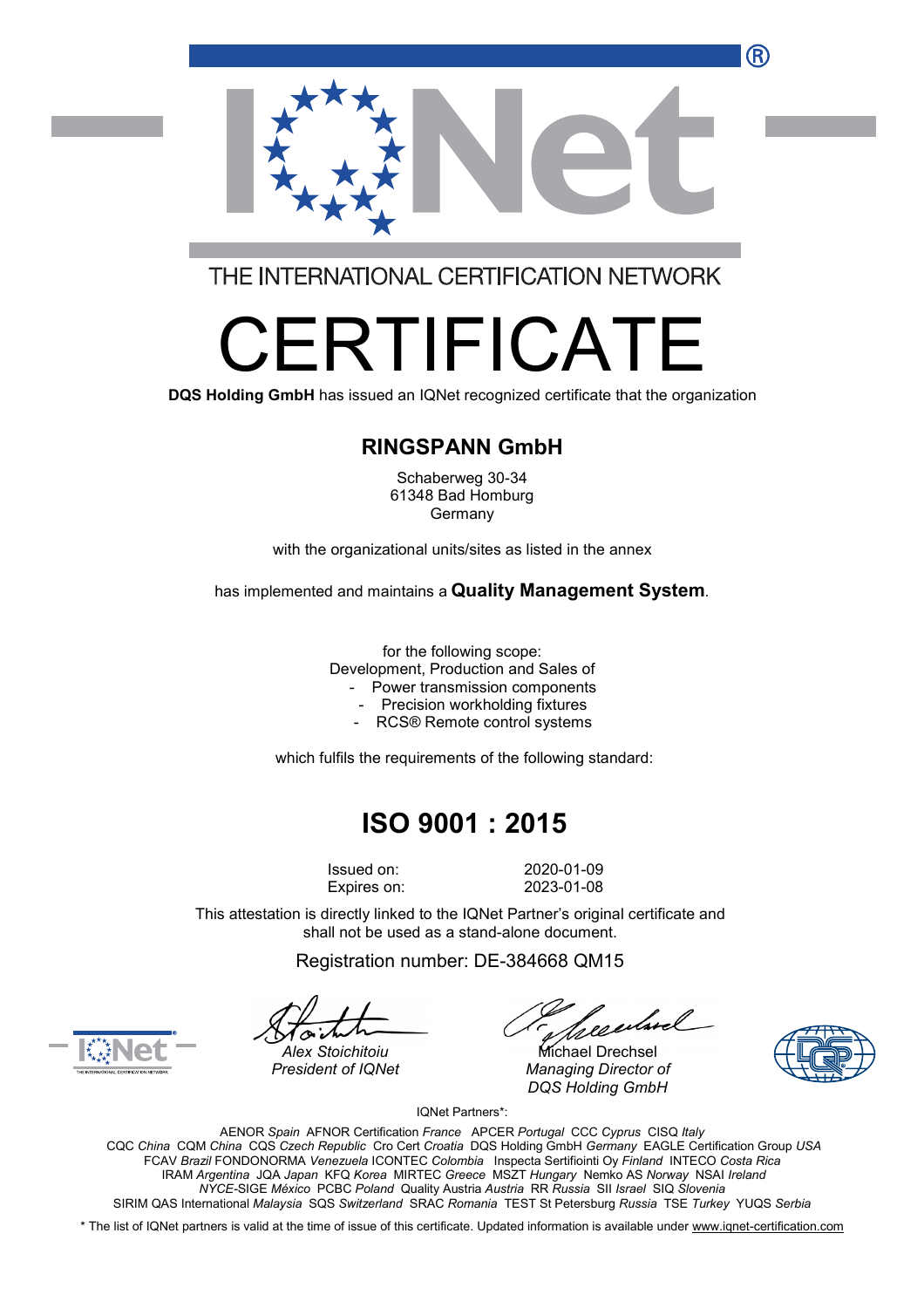THE INTERNATIONAL CERTIFICATION NETWORK

# CERTIFICATE

**DQS Holding GmbH** has issued an IQNet recognized certificate that the organization

## RINGSPANN GmbH

Schaberweg 30-34
61348 Bad Homburg
Germany

with the organizational units/sites as listed in the annex

has implemented and maintains a **Quality Management System**.

for the following scope:
Development, Production and Sales of
- Power transmission components
- Precision workholding fixtures
- RCS® Remote control systems

which fulfils the requirements of the following standard:

## ISO 9001 : 2015

Issued on: 2020-01-09
Expires on: 2023-01-08

This attestation is directly linked to the IQNet Partner's original certificate and shall not be used as a stand-alone document.

Registration number: DE-384668 QM15

*Alex Stoichitoiu*
*President of IQNet*

Michael Drechsel
*Managing Director of DQS Holding GmbH*

IQNet Partners*:

AENOR *Spain* AFNOR Certification *France* APCER *Portugal* CCC *Cyprus* CISQ *Italy*
CQC *China* CQM *China* CQS *Czech Republic* Cro Cert *Croatia* DQS Holding GmbH *Germany* EAGLE Certification Group *USA*
FCAV *Brazil* FONDONORMA *Venezuela* ICONTEC *Colombia* Inspecta Sertifiointi Oy *Finland* INTECO *Costa Rica*
IRAM *Argentina* JQA *Japan* KFQ *Korea* MIRTEC *Greece* MSZT *Hungary* Nemko AS *Norway* NSAI *Ireland*
*NYCE*-SIGE *México* PCBC *Poland* Quality Austria *Austria* RR *Russia* SII *Israel* SIQ *Slovenia*
SIRIM QAS International *Malaysia* SQS *Switzerland* SRAC *Romania* TEST St Petersburg *Russia* TSE *Turkey* YUQS *Serbia*

* The list of IQNet partners is valid at the time of issue of this certificate. Updated information is available under www.iqnet-certification.com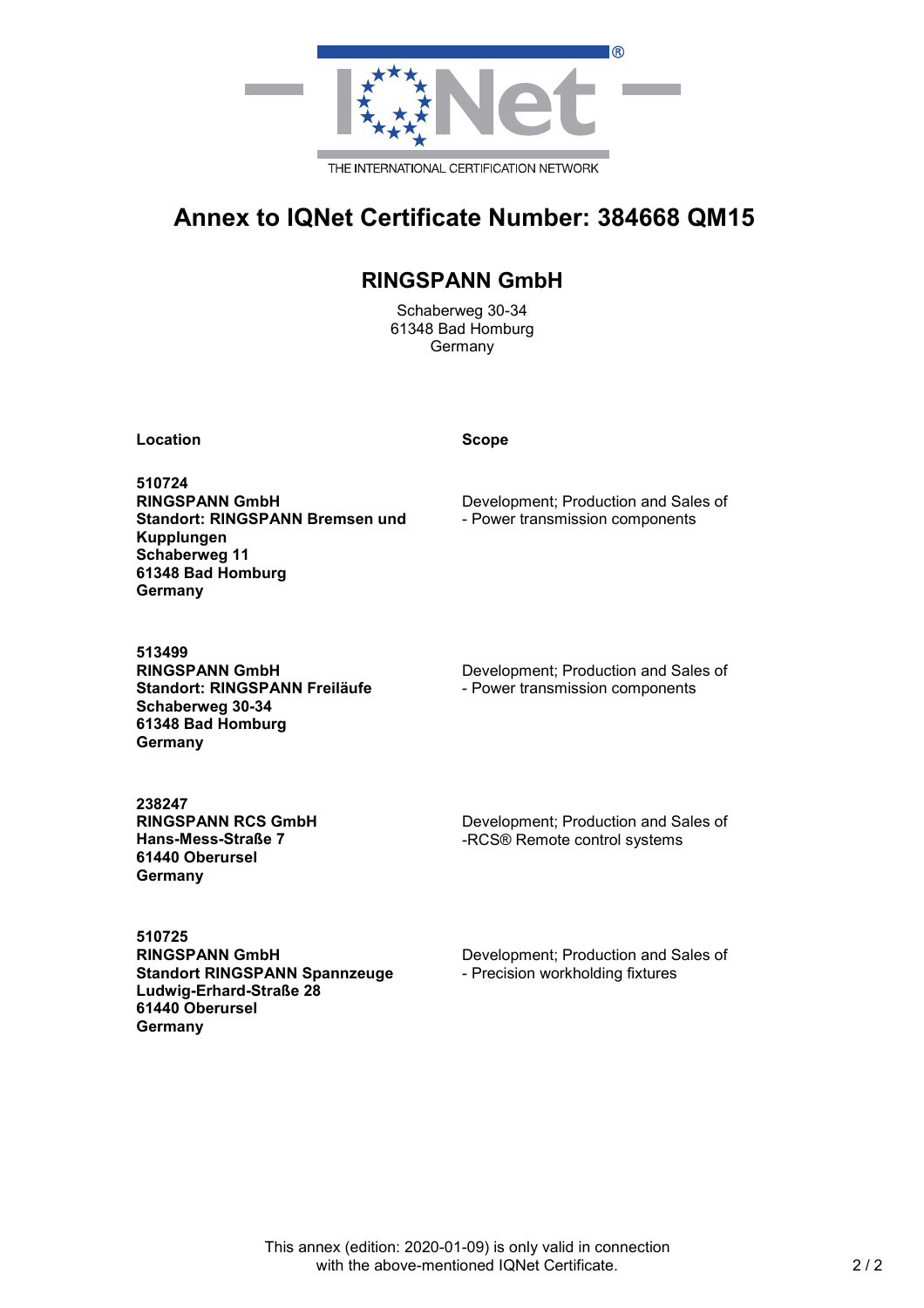THE INTERNATIONAL CERTIFICATION NETWORK

# Annex to IQNet Certificate Number: 384668 QM15

## RINGSPANN GmbH

Schaberweg 30-34
61348 Bad Homburg
Germany

| Location | Scope |
|---|---|
| **510724**<br>**RINGSPANN GmbH**<br>**Standort: RINGSPANN Bremsen und Kupplungen**<br>**Schaberweg 11**<br>**61348 Bad Homburg**<br>**Germany** | Development; Production and Sales of<br>- Power transmission components |
| **513499**<br>**RINGSPANN GmbH**<br>**Standort: RINGSPANN Freiläufe**<br>**Schaberweg 30-34**<br>**61348 Bad Homburg**<br>**Germany** | Development; Production and Sales of<br>- Power transmission components |
| **238247**<br>**RINGSPANN RCS GmbH**<br>**Hans-Mess-Straße 7**<br>**61440 Oberursel**<br>**Germany** | Development; Production and Sales of<br>-RCS® Remote control systems |
| **510725**<br>**RINGSPANN GmbH**<br>**Standort RINGSPANN Spannzeuge**<br>**Ludwig-Erhard-Straße 28**<br>**61440 Oberursel**<br>**Germany** | Development; Production and Sales of<br>- Precision workholding fixtures |

This annex (edition: 2020-01-09) is only valid in connection with the above-mentioned IQNet Certificate.